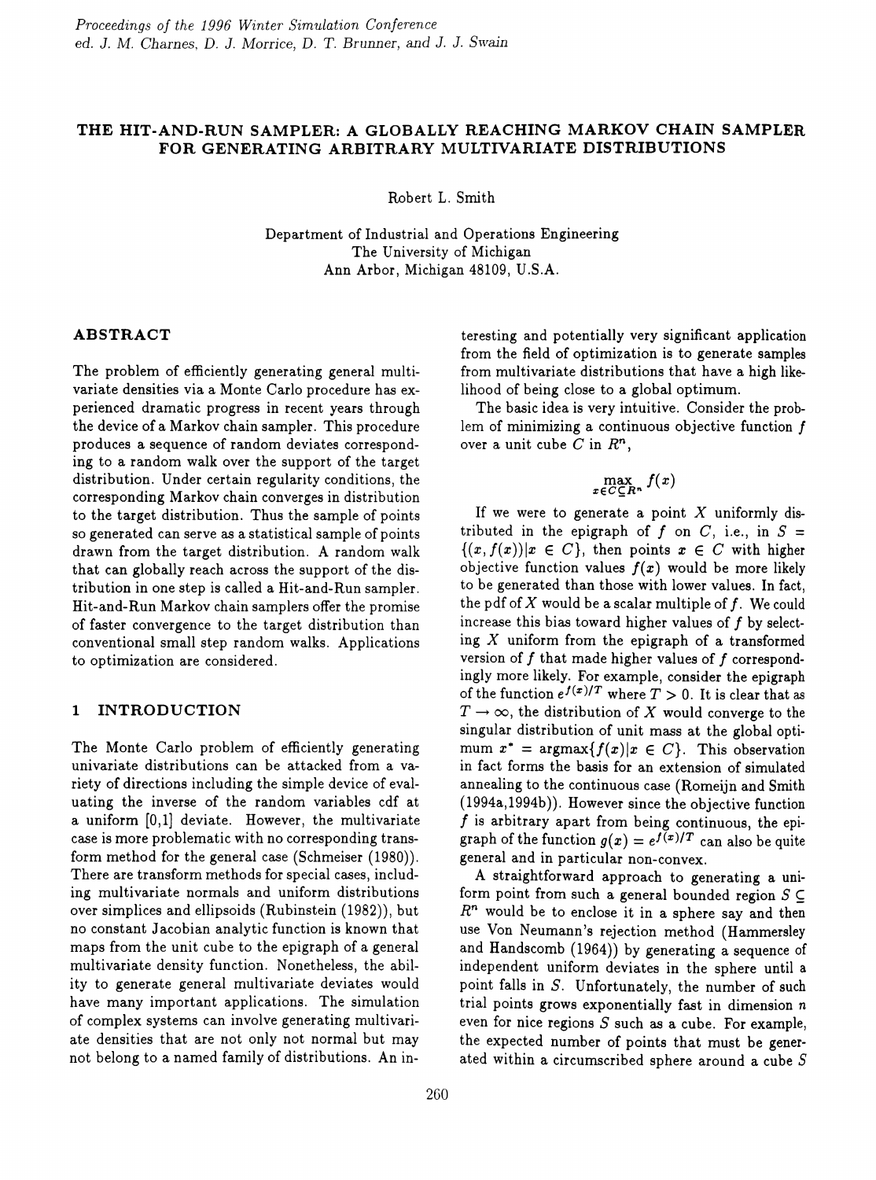Proceedings of the 1996 Winter Simulation Conference
ed. J. M. Charnes, D. J. Morrice, D. T. Brunner, and J. J. Swain

# THE HIT-AND-RUN SAMPLER: A GLOBALLY REACHING MARKOV CHAIN SAMPLER FOR GENERATING ARBITRARY MULTIVARIATE DISTRIBUTIONS

Robert L. Smith

Department of Industrial and Operations Engineering
The University of Michigan
Ann Arbor, Michigan 48109, U.S.A.

## ABSTRACT

The problem of efficiently generating general multivariate densities via a Monte Carlo procedure has experienced dramatic progress in recent years through the device of a Markov chain sampler. This procedure produces a sequence of random deviates corresponding to a random walk over the support of the target distribution. Under certain regularity conditions, the corresponding Markov chain converges in distribution to the target distribution. Thus the sample of points so generated can serve as a statistical sample of points drawn from the target distribution. A random walk that can globally reach across the support of the distribution in one step is called a Hit-and-Run sampler. Hit-and-Run Markov chain samplers offer the promise of faster convergence to the target distribution than conventional small step random walks. Applications to optimization are considered.

## 1 INTRODUCTION

The Monte Carlo problem of efficiently generating univariate distributions can be attacked from a variety of directions including the simple device of evaluating the inverse of the random variables cdf at a uniform [0,1] deviate. However, the multivariate case is more problematic with no corresponding transform method for the general case (Schmeiser (1980)). There are transform methods for special cases, including multivariate normals and uniform distributions over simplices and ellipsoids (Rubinstein (1982)), but no constant Jacobian analytic function is known that maps from the unit cube to the epigraph of a general multivariate density function. Nonetheless, the ability to generate general multivariate deviates would have many important applications. The simulation of complex systems can involve generating multivariate densities that are not only not normal but may not belong to a named family of distributions. An interesting and potentially very significant application from the field of optimization is to generate samples from multivariate distributions that have a high likelihood of being close to a global optimum.

The basic idea is very intuitive. Consider the problem of minimizing a continuous objective function $f$ over a unit cube $C$ in $R^n$,

$$\max_{x \in C \subseteq R^n} f(x)$$

If we were to generate a point $X$ uniformly distributed in the epigraph of $f$ on $C$, i.e., in $S = \{(x, f(x)) | x \in C\}$, then points $x \in C$ with higher objective function values $f(x)$ would be more likely to be generated than those with lower values. In fact, the pdf of $X$ would be a scalar multiple of $f$. We could increase this bias toward higher values of $f$ by selecting $X$ uniform from the epigraph of a transformed version of $f$ that made higher values of $f$ correspondingly more likely. For example, consider the epigraph of the function $e^{f(x)/T}$ where $T > 0$. It is clear that as $T \to \infty$, the distribution of $X$ would converge to the singular distribution of unit mass at the global optimum $x^* = \text{argmax}\{f(x)|x \in C\}$. This observation in fact forms the basis for an extension of simulated annealing to the continuous case (Romeijn and Smith (1994a,1994b)). However since the objective function $f$ is arbitrary apart from being continuous, the epigraph of the function $g(x) = e^{f(x)/T}$ can also be quite general and in particular non-convex.

A straightforward approach to generating a uniform point from such a general bounded region $S \subseteq R^n$ would be to enclose it in a sphere say and then use Von Neumann's rejection method (Hammersley and Handscomb (1964)) by generating a sequence of independent uniform deviates in the sphere until a point falls in $S$. Unfortunately, the number of such trial points grows exponentially fast in dimension $n$ even for nice regions $S$ such as a cube. For example, the expected number of points that must be generated within a circumscribed sphere around a cube $S$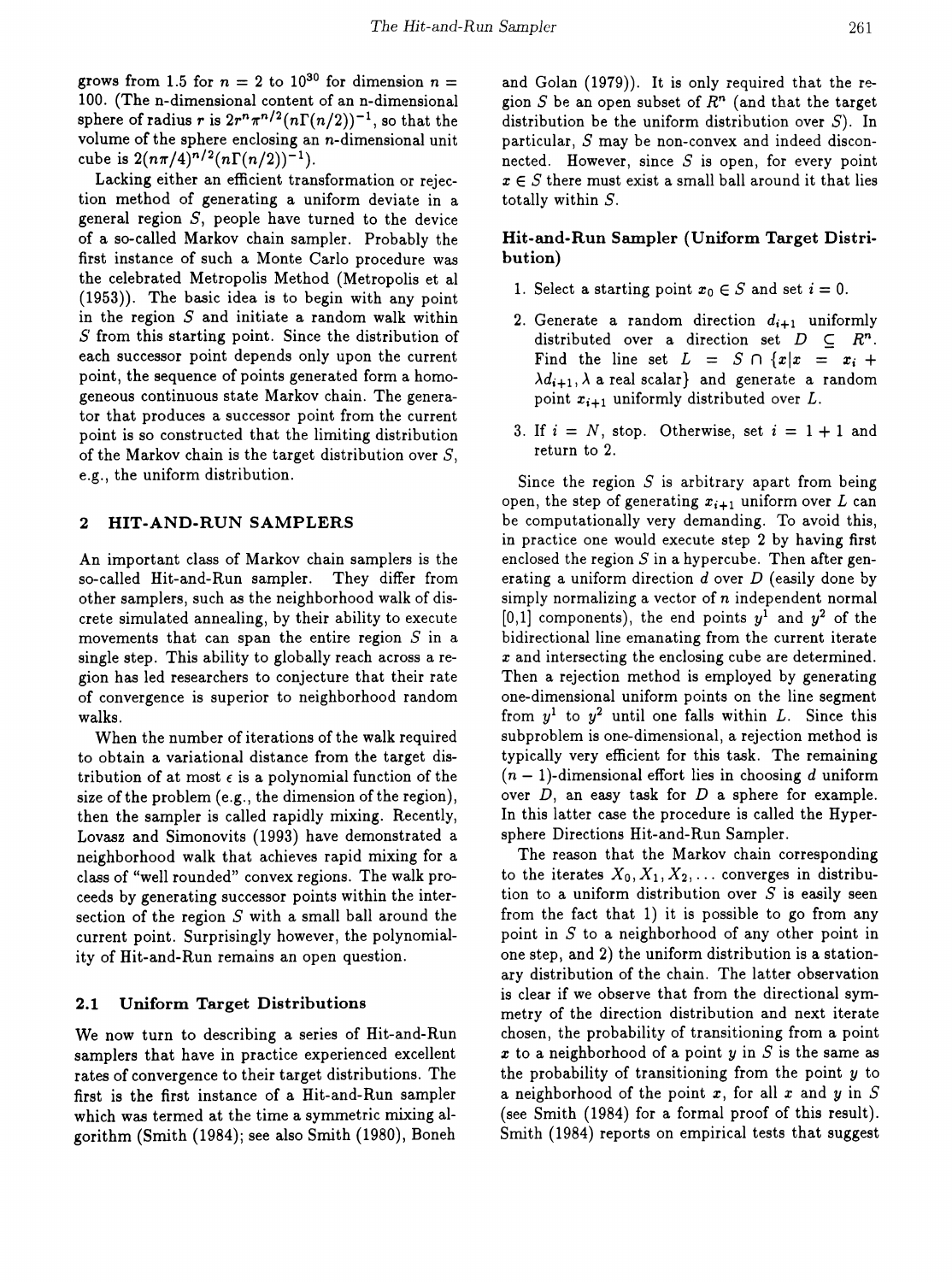grows from 1.5 for $n = 2$ to $10^{30}$ for dimension $n = 100$. (The n-dimensional content of an n-dimensional sphere of radius $r$ is $2r^n\pi^{n/2}(n\Gamma(n/2))^{-1}$, so that the volume of the sphere enclosing an $n$-dimensional unit cube is $2(n\pi/4)^{n/2}(n\Gamma(n/2))^{-1}$).

Lacking either an efficient transformation or rejection method of generating a uniform deviate in a general region $S$, people have turned to the device of a so-called Markov chain sampler. Probably the first instance of such a Monte Carlo procedure was the celebrated Metropolis Method (Metropolis et al (1953)). The basic idea is to begin with any point in the region $S$ and initiate a random walk within $S$ from this starting point. Since the distribution of each successor point depends only upon the current point, the sequence of points generated form a homogeneous continuous state Markov chain. The generator that produces a successor point from the current point is so constructed that the limiting distribution of the Markov chain is the target distribution over $S$, e.g., the uniform distribution.

## 2 HIT-AND-RUN SAMPLERS

An important class of Markov chain samplers is the so-called Hit-and-Run sampler. They differ from other samplers, such as the neighborhood walk of discrete simulated annealing, by their ability to execute movements that can span the entire region $S$ in a single step. This ability to globally reach across a region has led researchers to conjecture that their rate of convergence is superior to neighborhood random walks.

When the number of iterations of the walk required to obtain a variational distance from the target distribution of at most $\epsilon$ is a polynomial function of the size of the problem (e.g., the dimension of the region), then the sampler is called rapidly mixing. Recently, Lovasz and Simonovits (1993) have demonstrated a neighborhood walk that achieves rapid mixing for a class of "well rounded" convex regions. The walk proceeds by generating successor points within the intersection of the region $S$ with a small ball around the current point. Surprisingly however, the polynomiality of Hit-and-Run remains an open question.

### 2.1 Uniform Target Distributions

We now turn to describing a series of Hit-and-Run samplers that have in practice experienced excellent rates of convergence to their target distributions. The first is the first instance of a Hit-and-Run sampler which was termed at the time a symmetric mixing algorithm (Smith (1984); see also Smith (1980), Boneh and Golan (1979)). It is only required that the region $S$ be an open subset of $R^n$ (and that the target distribution be the uniform distribution over $S$). In particular, $S$ may be non-convex and indeed disconnected. However, since $S$ is open, for every point $x \in S$ there must exist a small ball around it that lies totally within $S$.

#### Hit-and-Run Sampler (Uniform Target Distribution)

1. Select a starting point $x_0 \in S$ and set $i = 0$.
2. Generate a random direction $d_{i+1}$ uniformly distributed over a direction set $D \subseteq R^n$. Find the line set $L = S \cap \{x | x = x_i + \lambda d_{i+1}, \lambda \text{ a real scalar}\}$ and generate a random point $x_{i+1}$ uniformly distributed over $L$.
3. If $i = N$, stop. Otherwise, set $i = 1 + 1$ and return to 2.

Since the region $S$ is arbitrary apart from being open, the step of generating $x_{i+1}$ uniform over $L$ can be computationally very demanding. To avoid this, in practice one would execute step 2 by having first enclosed the region $S$ in a hypercube. Then after generating a uniform direction $d$ over $D$ (easily done by simply normalizing a vector of $n$ independent normal [0,1] components), the end points $y^1$ and $y^2$ of the bidirectional line emanating from the current iterate $x$ and intersecting the enclosing cube are determined. Then a rejection method is employed by generating one-dimensional uniform points on the line segment from $y^1$ to $y^2$ until one falls within $L$. Since this subproblem is one-dimensional, a rejection method is typically very efficient for this task. The remaining $(n-1)$-dimensional effort lies in choosing $d$ uniform over $D$, an easy task for $D$ a sphere for example. In this latter case the procedure is called the Hypersphere Directions Hit-and-Run Sampler.

The reason that the Markov chain corresponding to the iterates $X_0, X_1, X_2, \ldots$ converges in distribution to a uniform distribution over $S$ is easily seen from the fact that 1) it is possible to go from any point in $S$ to a neighborhood of any other point in one step, and 2) the uniform distribution is a stationary distribution of the chain. The latter observation is clear if we observe that from the directional symmetry of the direction distribution and next iterate chosen, the probability of transitioning from a point $x$ to a neighborhood of a point $y$ in $S$ is the same as the probability of transitioning from the point $y$ to a neighborhood of the point $x$, for all $x$ and $y$ in $S$ (see Smith (1984) for a formal proof of this result). Smith (1984) reports on empirical tests that suggest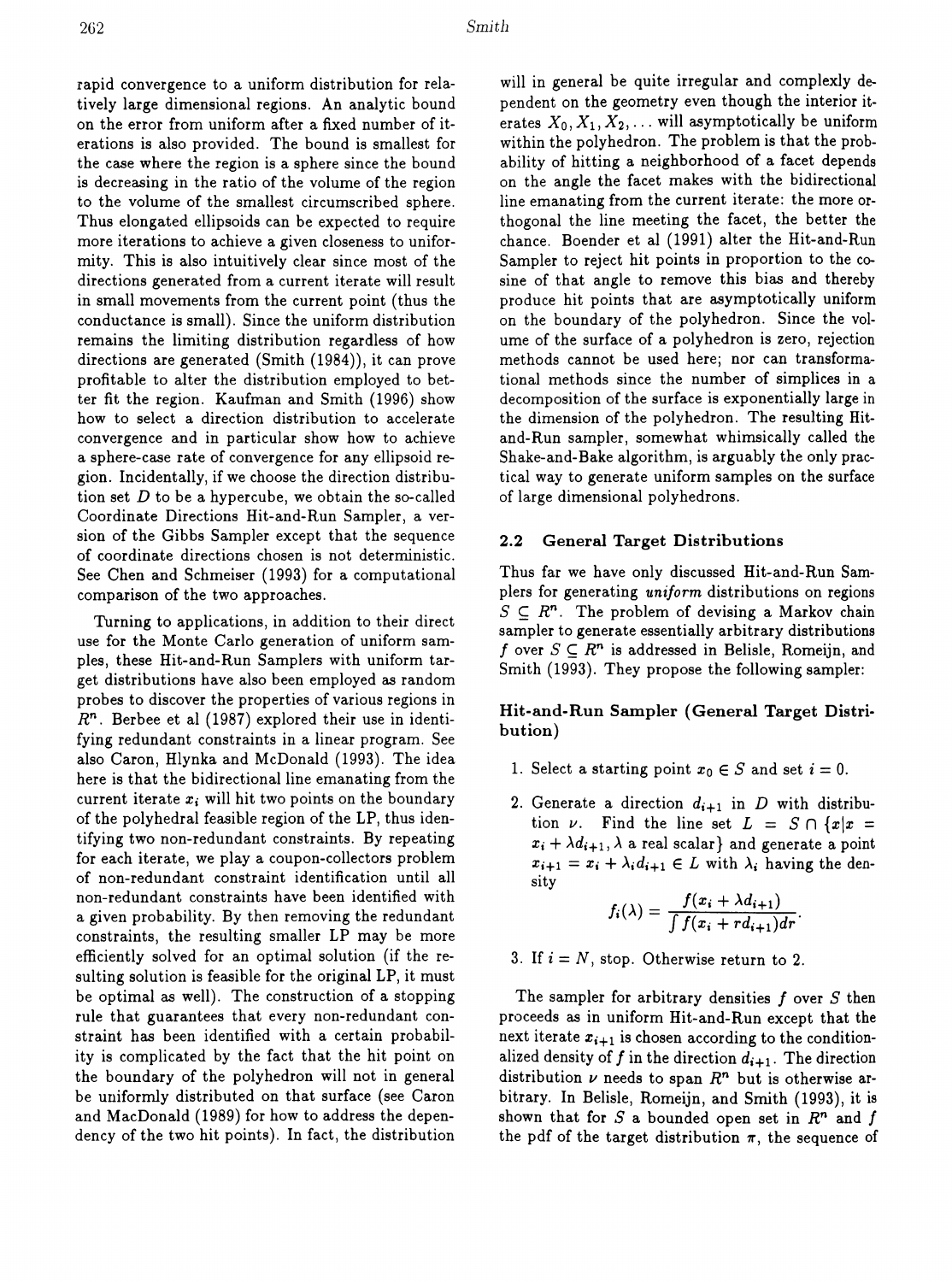rapid convergence to a uniform distribution for relatively large dimensional regions. An analytic bound on the error from uniform after a fixed number of iterations is also provided. The bound is smallest for the case where the region is a sphere since the bound is decreasing in the ratio of the volume of the region to the volume of the smallest circumscribed sphere. Thus elongated ellipsoids can be expected to require more iterations to achieve a given closeness to uniformity. This is also intuitively clear since most of the directions generated from a current iterate will result in small movements from the current point (thus the conductance is small). Since the uniform distribution remains the limiting distribution regardless of how directions are generated (Smith (1984)), it can prove profitable to alter the distribution employed to better fit the region. Kaufman and Smith (1996) show how to select a direction distribution to accelerate convergence and in particular show how to achieve a sphere-case rate of convergence for any ellipsoid region. Incidentally, if we choose the direction distribution set $D$ to be a hypercube, we obtain the so-called Coordinate Directions Hit-and-Run Sampler, a version of the Gibbs Sampler except that the sequence of coordinate directions chosen is not deterministic. See Chen and Schmeiser (1993) for a computational comparison of the two approaches.

Turning to applications, in addition to their direct use for the Monte Carlo generation of uniform samples, these Hit-and-Run Samplers with uniform target distributions have also been employed as random probes to discover the properties of various regions in $R^n$. Berbee et al (1987) explored their use in identifying redundant constraints in a linear program. See also Caron, Hlynka and McDonald (1993). The idea here is that the bidirectional line emanating from the current iterate $x_i$ will hit two points on the boundary of the polyhedral feasible region of the LP, thus identifying two non-redundant constraints. By repeating for each iterate, we play a coupon-collectors problem of non-redundant constraint identification until all non-redundant constraints have been identified with a given probability. By then removing the redundant constraints, the resulting smaller LP may be more efficiently solved for an optimal solution (if the resulting solution is feasible for the original LP, it must be optimal as well). The construction of a stopping rule that guarantees that every non-redundant constraint has been identified with a certain probability is complicated by the fact that the hit point on the boundary of the polyhedron will not in general be uniformly distributed on that surface (see Caron and MacDonald (1989) for how to address the dependency of the two hit points). In fact, the distribution will in general be quite irregular and complexly dependent on the geometry even though the interior iterates $X_0, X_1, X_2, \ldots$ will asymptotically be uniform within the polyhedron. The problem is that the probability of hitting a neighborhood of a facet depends on the angle the facet makes with the bidirectional line emanating from the current iterate: the more orthogonal the line meeting the facet, the better the chance. Boender et al (1991) alter the Hit-and-Run Sampler to reject hit points in proportion to the cosine of that angle to remove this bias and thereby produce hit points that are asymptotically uniform on the boundary of the polyhedron. Since the volume of the surface of a polyhedron is zero, rejection methods cannot be used here; nor can transformational methods since the number of simplices in a decomposition of the surface is exponentially large in the dimension of the polyhedron. The resulting Hit-and-Run sampler, somewhat whimsically called the Shake-and-Bake algorithm, is arguably the only practical way to generate uniform samples on the surface of large dimensional polyhedrons.

### 2.2 General Target Distributions

Thus far we have only discussed Hit-and-Run Samplers for generating *uniform* distributions on regions $S \subseteq R^n$. The problem of devising a Markov chain sampler to generate essentially arbitrary distributions $f$ over $S \subseteq R^n$ is addressed in Belisle, Romeijn, and Smith (1993). They propose the following sampler:

#### Hit-and-Run Sampler (General Target Distribution)

1. Select a starting point $x_0 \in S$ and set $i = 0$.
2. Generate a direction $d_{i+1}$ in $D$ with distribution $\nu$. Find the line set $L = S \cap \{x | x = x_i + \lambda d_{i+1}, \lambda \text{ a real scalar}\}$ and generate a point $x_{i+1} = x_i + \lambda_i d_{i+1} \in L$ with $\lambda_i$ having the density
$$f_i(\lambda) = \frac{f(x_i + \lambda d_{i+1})}{\int f(x_i + r d_{i+1}) dr}.$$
3. If $i = N$, stop. Otherwise return to 2.

The sampler for arbitrary densities $f$ over $S$ then proceeds as in uniform Hit-and-Run except that the next iterate $x_{i+1}$ is chosen according to the conditionalized density of $f$ in the direction $d_{i+1}$. The direction distribution $\nu$ needs to span $R^n$ but is otherwise arbitrary. In Belisle, Romeijn, and Smith (1993), it is shown that for $S$ a bounded open set in $R^n$ and $f$ the pdf of the target distribution $\pi$, the sequence of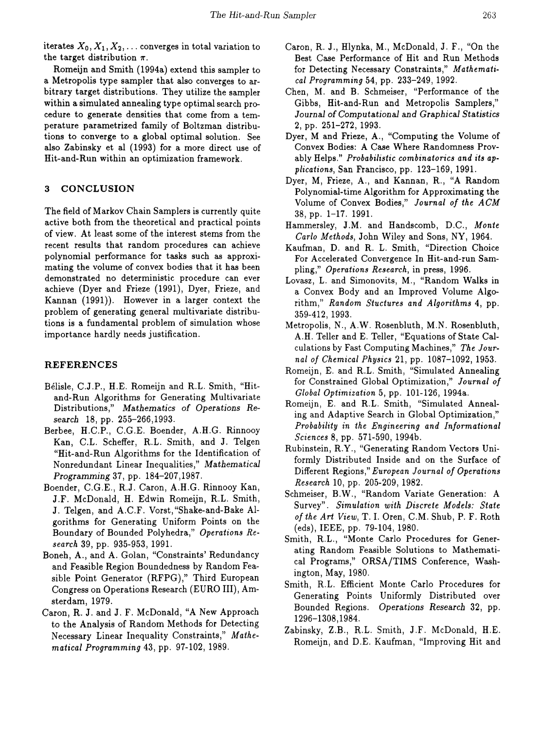iterates $X_0, X_1, X_2, \ldots$ converges in total variation to the target distribution $\pi$.

Romeijn and Smith (1994a) extend this sampler to a Metropolis type sampler that also converges to arbitrary target distributions. They utilize the sampler within a simulated annealing type optimal search procedure to generate densities that come from a temperature parametrized family of Boltzman distributions to converge to a global optimal solution. See also Zabinsky et al (1993) for a more direct use of Hit-and-Run within an optimization framework.

## 3 CONCLUSION

The field of Markov Chain Samplers is currently quite active both from the theoretical and practical points of view. At least some of the interest stems from the recent results that random procedures can achieve polynomial performance for tasks such as approximating the volume of convex bodies that it has been demonstrated no deterministic procedure can ever achieve (Dyer and Frieze (1991), Dyer, Frieze, and Kannan (1991)). However in a larger context the problem of generating general multivariate distributions is a fundamental problem of simulation whose importance hardly needs justification.

## REFERENCES

Bélisle, C.J.P., H.E. Romeijn and R.L. Smith, "Hit-and-Run Algorithms for Generating Multivariate Distributions," *Mathematics of Operations Research* 18, pp. 255–266,1993.

Berbee, H.C.P., C.G.E. Boender, A.H.G. Rinnooy Kan, C.L. Scheffer, R.L. Smith, and J. Telgen "Hit-and-Run Algorithms for the Identification of Nonredundant Linear Inequalities," *Mathematical Programming* 37, pp. 184–207,1987.

Boender, C.G.E., R.J. Caron, A.H.G. Rinnooy Kan, J.F. McDonald, H. Edwin Romeijn, R.L. Smith, J. Telgen, and A.C.F. Vorst,"Shake-and-Bake Algorithms for Generating Uniform Points on the Boundary of Bounded Polyhedra," *Operations Research* 39, pp. 935-953, 1991.

Boneh, A., and A. Golan, "Constraints' Redundancy and Feasible Region Boundedness by Random Feasible Point Generator (RFPG)," Third European Congress on Operations Research (EURO III), Amsterdam, 1979.

Caron, R. J. and J. F. McDonald, "A New Approach to the Analysis of Random Methods for Detecting Necessary Linear Inequality Constraints," *Mathematical Programming* 43, pp. 97-102, 1989.

Caron, R. J., Hlynka, M., McDonald, J. F., "On the Best Case Performance of Hit and Run Methods for Detecting Necessary Constraints," *Mathematical Programming* 54, pp. 233–249, 1992.

Chen, M. and B. Schmeiser, "Performance of the Gibbs, Hit-and-Run and Metropolis Samplers," *Journal of Computational and Graphical Statistics* 2, pp. 251–272, 1993.

Dyer, M and Frieze, A., "Computing the Volume of Convex Bodies: A Case Where Randomness Provably Helps." *Probabilistic combinatorics and its applications*, San Francisco, pp. 123–169, 1991.

Dyer, M, Frieze, A., and Kannan, R., "A Random Polynomial-time Algorithm for Approximating the Volume of Convex Bodies," *Journal of the ACM* 38, pp. 1-17. 1991.

Hammersley, J.M. and Handscomb, D.C., *Monte Carlo Methods*, John Wiley and Sons, NY, 1964.

Kaufman, D. and R. L. Smith, "Direction Choice For Accelerated Convergence In Hit-and-run Sampling," *Operations Research*, in press, 1996.

Lovasz, L. and Simonovits, M., "Random Walks in a Convex Body and an Improved Volume Algorithm," *Random Stuctures and Algorithms* 4, pp. 359-412, 1993.

Metropolis, N., A.W. Rosenbluth, M.N. Rosenbluth, A.H. Teller and E. Teller, "Equations of State Calculations by Fast Computing Machines," *The Journal of Chemical Physics* 21, pp. 1087–1092, 1953.

Romeijn, E. and R.L. Smith, "Simulated Annealing for Constrained Global Optimization," *Journal of Global Optimization* 5, pp. 101-126, 1994a.

Romeijn, E. and R.L. Smith, "Simulated Annealing and Adaptive Search in Global Optimization," *Probability in the Engineering and Informational Sciences* 8, pp. 571-590, 1994b.

Rubinstein, R.Y., "Generating Random Vectors Uniformly Distributed Inside and on the Surface of Different Regions,"*European Journal of Operations Research* 10, pp. 205-209, 1982.

Schmeiser, B.W., "Random Variate Generation: A Survey". *Simulation with Discrete Models: State of the Art View*, T. I. Oren, C.M. Shub, P. F. Roth (eds), IEEE, pp. 79-104, 1980.

Smith, R.L., "Monte Carlo Procedures for Generating Random Feasible Solutions to Mathematical Programs," ORSA/TIMS Conference, Washington, May, 1980.

Smith, R.L. Efficient Monte Carlo Procedures for Generating Points Uniformly Distributed over Bounded Regions. *Operations Research* 32, pp. 1296–1308,1984.

Zabinsky, Z.B., R.L. Smith, J.F. McDonald, H.E. Romeijn, and D.E. Kaufman, "Improving Hit and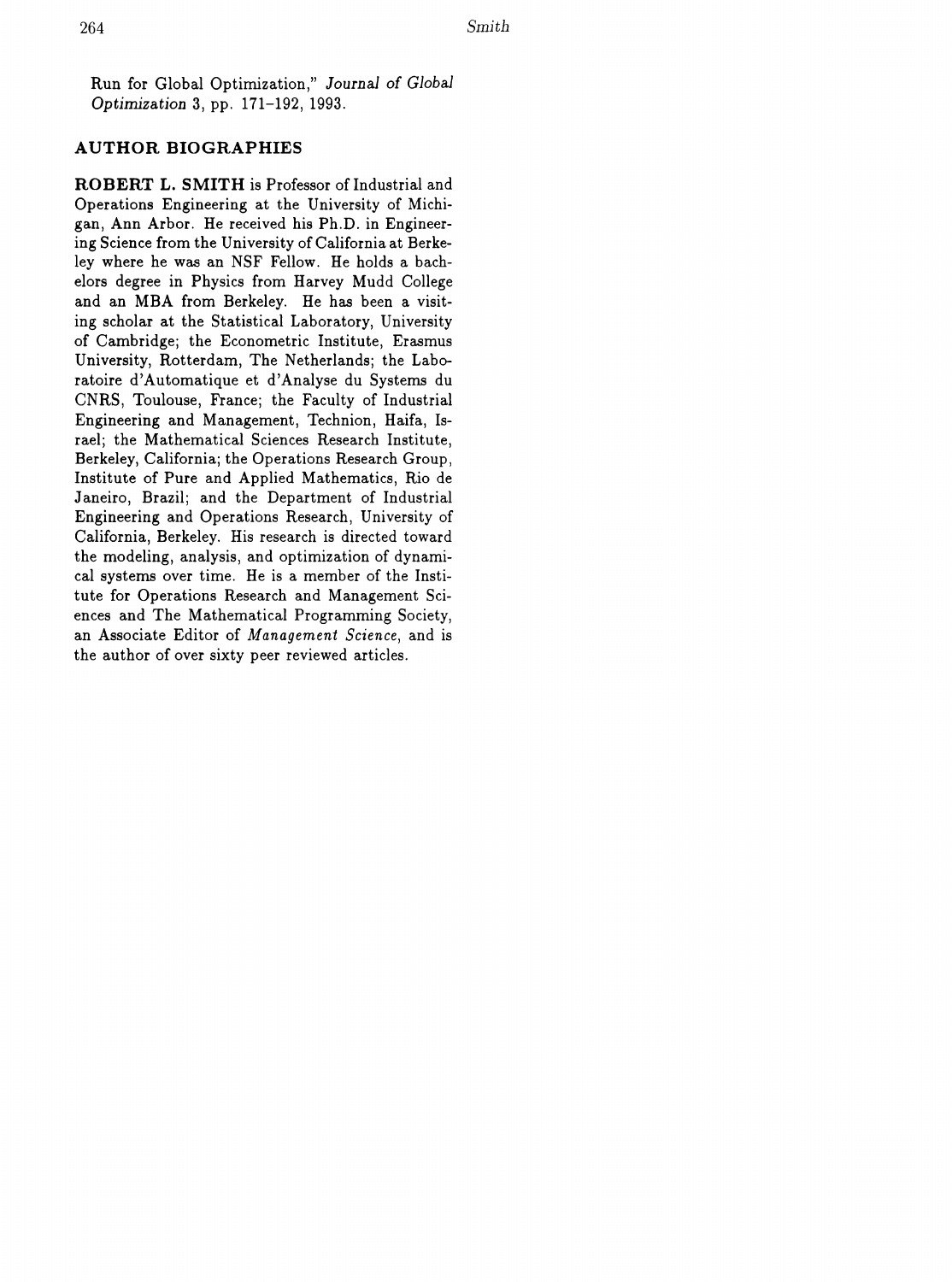Run for Global Optimization," *Journal of Global Optimization* 3, pp. 171–192, 1993.

## AUTHOR BIOGRAPHIES

**ROBERT L. SMITH** is Professor of Industrial and Operations Engineering at the University of Michigan, Ann Arbor. He received his Ph.D. in Engineering Science from the University of California at Berkeley where he was an NSF Fellow. He holds a bachelors degree in Physics from Harvey Mudd College and an MBA from Berkeley. He has been a visiting scholar at the Statistical Laboratory, University of Cambridge; the Econometric Institute, Erasmus University, Rotterdam, The Netherlands; the Laboratoire d'Automatique et d'Analyse du Systems du CNRS, Toulouse, France; the Faculty of Industrial Engineering and Management, Technion, Haifa, Israel; the Mathematical Sciences Research Institute, Berkeley, California; the Operations Research Group, Institute of Pure and Applied Mathematics, Rio de Janeiro, Brazil; and the Department of Industrial Engineering and Operations Research, University of California, Berkeley. His research is directed toward the modeling, analysis, and optimization of dynamical systems over time. He is a member of the Institute for Operations Research and Management Sciences and The Mathematical Programming Society, an Associate Editor of *Management Science*, and is the author of over sixty peer reviewed articles.